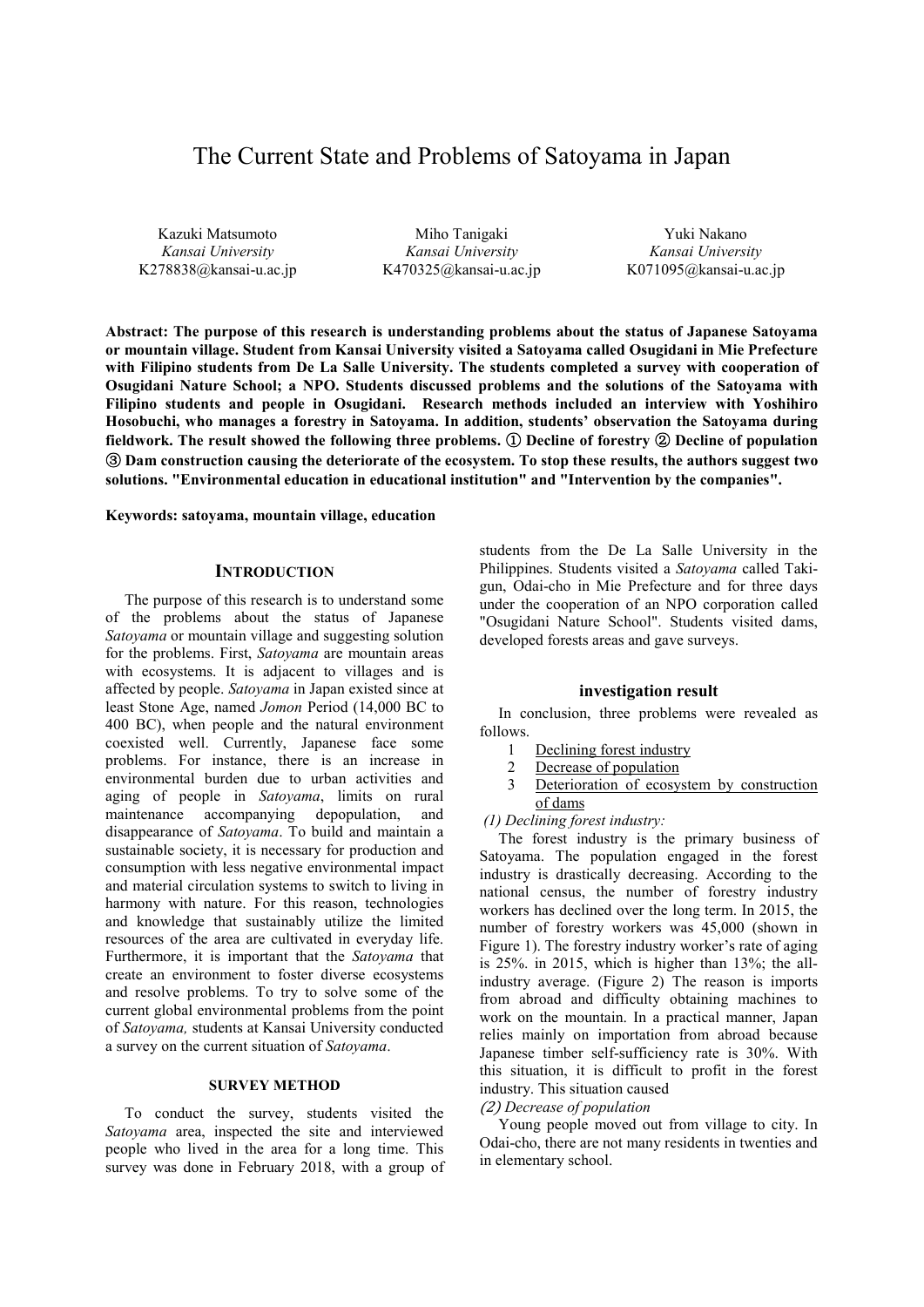# The Current State and Problems of Satoyama in Japan

Kazuki Matsumoto
*Kansai University*
K278838@kansai-u.ac.jp

Miho Tanigaki
*Kansai University*
K470325@kansai-u.ac.jp

Yuki Nakano
*Kansai University*
K071095@kansai-u.ac.jp

**Abstract: The purpose of this research is understanding problems about the status of Japanese Satoyama or mountain village. Student from Kansai University visited a Satoyama called Osugidani in Mie Prefecture with Filipino students from De La Salle University. The students completed a survey with cooperation of Osugidani Nature School; a NPO. Students discussed problems and the solutions of the Satoyama with Filipino students and people in Osugidani. Research methods included an interview with Yoshihiro Hosobuchi, who manages a forestry in Satoyama. In addition, students' observation the Satoyama during fieldwork. The result showed the following three problems. ① Decline of forestry ② Decline of population ③ Dam construction causing the deteriorate of the ecosystem. To stop these results, the authors suggest two solutions. "Environmental education in educational institution" and "Intervention by the companies".**

**Keywords: satoyama, mountain village, education**

## INTRODUCTION

The purpose of this research is to understand some of the problems about the status of Japanese *Satoyama* or mountain village and suggesting solution for the problems. First, *Satoyama* are mountain areas with ecosystems. It is adjacent to villages and is affected by people. *Satoyama* in Japan existed since at least Stone Age, named *Jomon* Period (14,000 BC to 400 BC), when people and the natural environment coexisted well. Currently, Japanese face some problems. For instance, there is an increase in environmental burden due to urban activities and aging of people in *Satoyama*, limits on rural maintenance accompanying depopulation, and disappearance of *Satoyama*. To build and maintain a sustainable society, it is necessary for production and consumption with less negative environmental impact and material circulation systems to switch to living in harmony with nature. For this reason, technologies and knowledge that sustainably utilize the limited resources of the area are cultivated in everyday life. Furthermore, it is important that the *Satoyama* that create an environment to foster diverse ecosystems and resolve problems. To try to solve some of the current global environmental problems from the point of *Satoyama,* students at Kansai University conducted a survey on the current situation of *Satoyama*.

## SURVEY METHOD

To conduct the survey, students visited the *Satoyama* area, inspected the site and interviewed people who lived in the area for a long time. This survey was done in February 2018, with a group of students from the De La Salle University in the Philippines. Students visited a *Satoyama* called Taki-gun, Odai-cho in Mie Prefecture and for three days under the cooperation of an NPO corporation called "Osugidani Nature School". Students visited dams, developed forests areas and gave surveys.

## investigation result

In conclusion, three problems were revealed as follows.

1. Declining forest industry
2. Decrease of population
3. Deterioration of ecosystem by construction of dams

*(1) Declining forest industry:*

The forest industry is the primary business of Satoyama. The population engaged in the forest industry is drastically decreasing. According to the national census, the number of forestry industry workers has declined over the long term. In 2015, the number of forestry workers was 45,000 (shown in Figure 1). The forestry industry worker's rate of aging is 25%. in 2015, which is higher than 13%; the all-industry average. (Figure 2) The reason is imports from abroad and difficulty obtaining machines to work on the mountain. In a practical manner, Japan relies mainly on importation from abroad because Japanese timber self-sufficiency rate is 30%. With this situation, it is difficult to profit in the forest industry. This situation caused

*(2) Decrease of population*

Young people moved out from village to city. In Odai-cho, there are not many residents in twenties and in elementary school.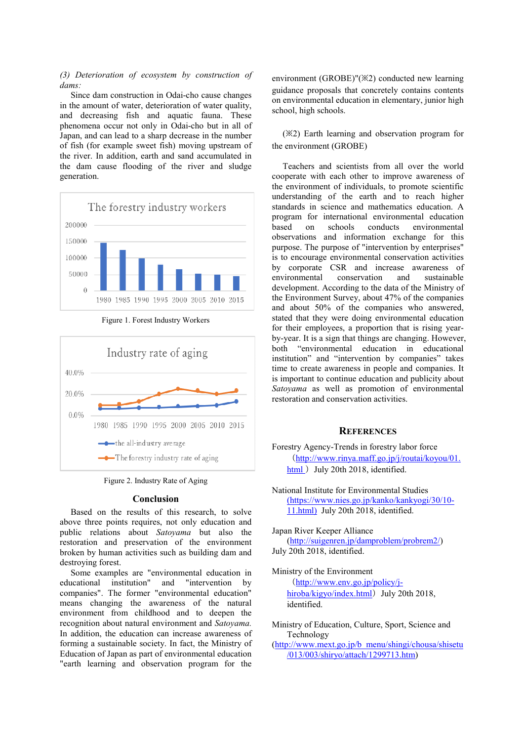*(3) Deterioration of ecosystem by construction of dams:*

Since dam construction in Odai-cho cause changes in the amount of water, deterioration of water quality, and decreasing fish and aquatic fauna. These phenomena occur not only in Odai-cho but in all of Japan, and can lead to a sharp decrease in the number of fish (for example sweet fish) moving upstream of the river. In addition, earth and sand accumulated in the dam cause flooding of the river and sludge generation.

Figure 1. Forest Industry Workers

Figure 2. Industry Rate of Aging

## Conclusion

Based on the results of this research, to solve above three points requires, not only education and public relations about *Satoyama* but also the restoration and preservation of the environment broken by human activities such as building dam and destroying forest.

Some examples are "environmental education in educational institution" and "intervention by companies". The former "environmental education" means changing the awareness of the natural environment from childhood and to deepen the recognition about natural environment and *Satoyama.* In addition, the education can increase awareness of forming a sustainable society. In fact, the Ministry of Education of Japan as part of environmental education "earth learning and observation program for the environment (GROBE)"(※2) conducted new learning guidance proposals that concretely contains contents on environmental education in elementary, junior high school, high schools.

(※2) Earth learning and observation program for the environment (GROBE)

Teachers and scientists from all over the world cooperate with each other to improve awareness of the environment of individuals, to promote scientific understanding of the earth and to reach higher standards in science and mathematics education. A program for international environmental education based on schools conducts environmental observations and information exchange for this purpose. The purpose of "intervention by enterprises" is to encourage environmental conservation activities by corporate CSR and increase awareness of environmental conservation and sustainable development. According to the data of the Ministry of the Environment Survey, about 47% of the companies and about 50% of the companies who answered, stated that they were doing environmental education for their employees, a proportion that is rising year-by-year. It is a sign that things are changing. However, both "environmental education in educational institution" and "intervention by companies" takes time to create awareness in people and companies. It is important to continue education and publicity about *Satoyama* as well as promotion of environmental restoration and conservation activities.

## References

Forestry Agency-Trends in forestry labor force (http://www.rinya.maff.go.jp/j/routai/koyou/01.html) July 20th 2018, identified.

National Institute for Environmental Studies (https://www.nies.go.jp/kanko/kankyogi/30/10-11.html) July 20th 2018, identified.

Japan River Keeper Alliance (http://suigenren.jp/damproblem/probrem2/) July 20th 2018, identified.

Ministry of the Environment (http://www.env.go.jp/policy/j-hiroba/kigyo/index.html) July 20th 2018, identified.

Ministry of Education, Culture, Sport, Science and Technology (http://www.mext.go.jp/b_menu/shingi/chousa/shisetu/013/003/shiryo/attach/1299713.htm)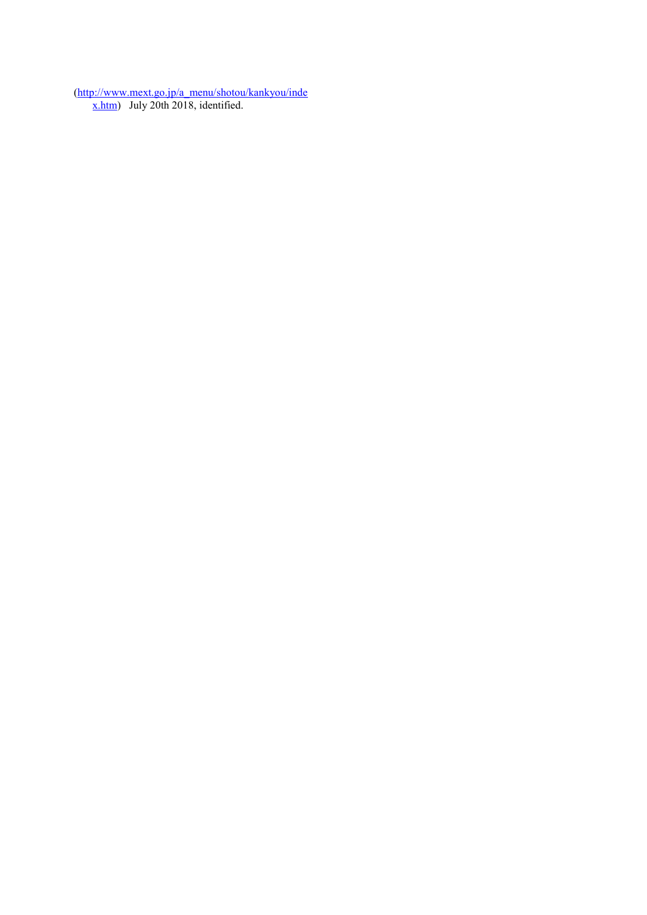(http://www.mext.go.jp/a_menu/shotou/kankyou/index.htm)　July 20th 2018, identified.